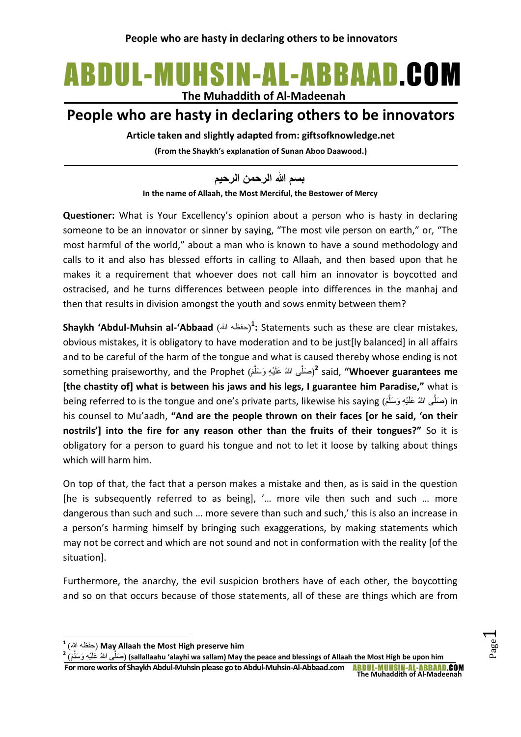# ABDUL-MUHSIN-AL-ABBAAD.COM

**The Muhaddith of Al-Madeenah**

## People who are hasty in declaring others to be innovators

**Article taken and slightly adapted from: giftsofknowledge.net**

**(From the Shaykh's explanation of Sunan Aboo Daawood.)**

---

**بسم الله الرحمن الرحيم**

**In the name of Allaah, the Most Merciful, the Bestower of Mercy**

**Questioner:** What is Your Excellency's opinion about a person who is hasty in declaring someone to be an innovator or sinner by saying, "The most vile person on earth," or, "The most harmful of the world," about a man who is known to have a sound methodology and calls to it and also has blessed efforts in calling to Allaah, and then based upon that he makes it a requirement that whoever does not call him an innovator is boycotted and ostracised, and he turns differences between people into differences in the manhaj and then that results in division amongst the youth and sows enmity between them?

**Shaykh 'Abdul-Muhsin al-'Abbaad** (حفظه الله)[1]**:** Statements such as these are clear mistakes, obvious mistakes, it is obligatory to have moderation and to be just[ly balanced] in all affairs and to be careful of the harm of the tongue and what is caused thereby whose ending is not something praiseworthy, and the Prophet (صَلَّى اللهُ عَلَيْهِ وَسَلَّمَ)[2] said, **"Whoever guarantees me [the chastity of] what is between his jaws and his legs, I guarantee him Paradise,"** what is being referred to is the tongue and one's private parts, likewise his saying (صَلَّى اللهُ عَلَيْهِ وَسَلَّمَ) in his counsel to Mu'aadh, **"And are the people thrown on their faces [or he said, 'on their nostrils'] into the fire for any reason other than the fruits of their tongues?"** So it is obligatory for a person to guard his tongue and not to let it loose by talking about things which will harm him.

On top of that, the fact that a person makes a mistake and then, as is said in the question [he is subsequently referred to as being], '… more vile then such and such … more dangerous than such and such … more severe than such and such,' this is also an increase in a person's harming himself by bringing such exaggerations, by making statements which may not be correct and which are not sound and not in conformation with the reality [of the situation].

Furthermore, the anarchy, the evil suspicion brothers have of each other, the boycotting and so on that occurs because of those statements, all of these are things which are from

---

[1] (حفظه الله) **May Allaah the Most High preserve him**

[2] (صَلَّى اللهُ عَلَيْهِ وَسَلَّمَ) **(sallallaahu 'alayhi wa sallam) May the peace and blessings of Allaah the Most High be upon him**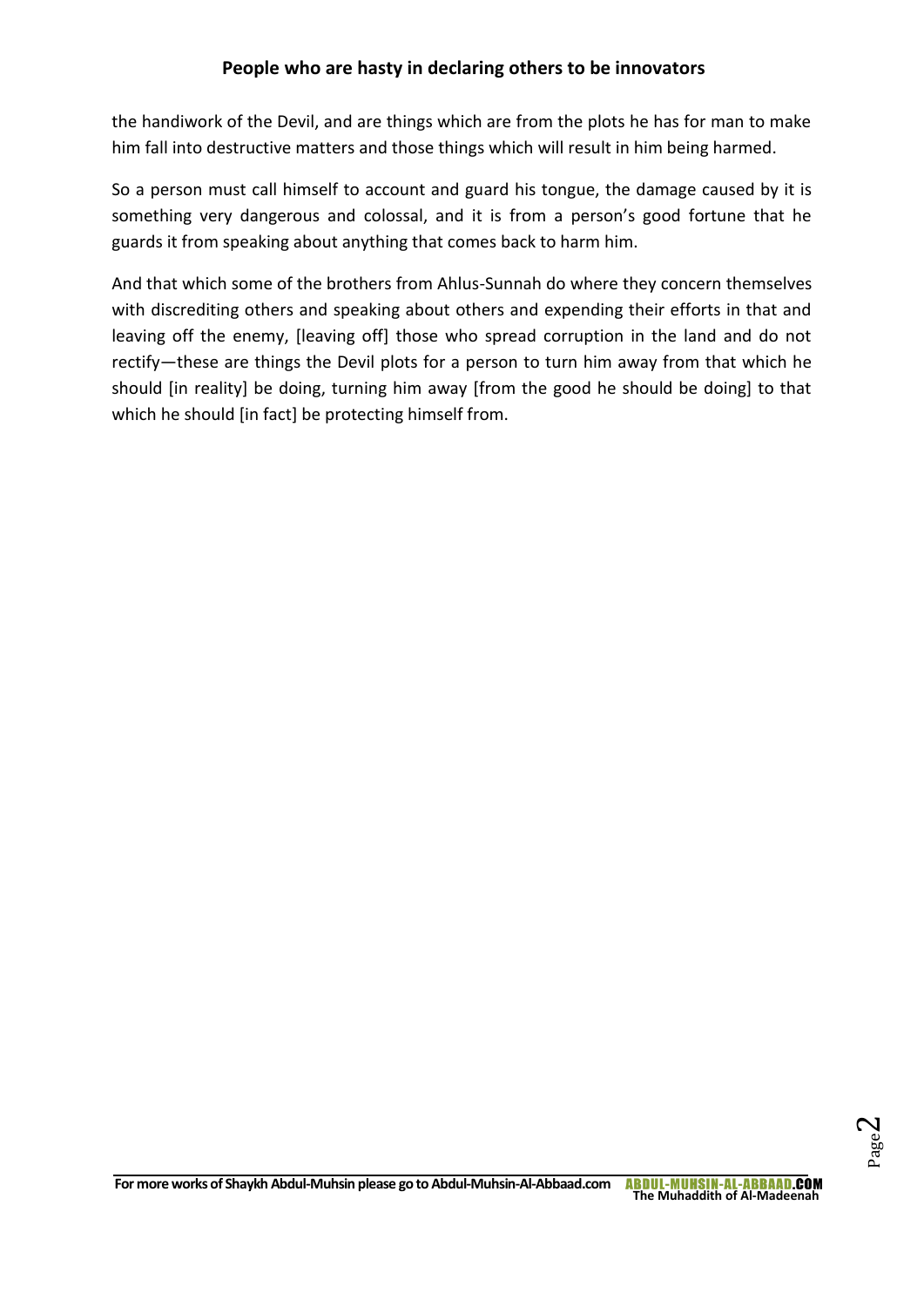the handiwork of the Devil, and are things which are from the plots he has for man to make him fall into destructive matters and those things which will result in him being harmed.

So a person must call himself to account and guard his tongue, the damage caused by it is something very dangerous and colossal, and it is from a person's good fortune that he guards it from speaking about anything that comes back to harm him.

And that which some of the brothers from Ahlus-Sunnah do where they concern themselves with discrediting others and speaking about others and expending their efforts in that and leaving off the enemy, [leaving off] those who spread corruption in the land and do not rectify—these are things the Devil plots for a person to turn him away from that which he should [in reality] be doing, turning him away [from the good he should be doing] to that which he should [in fact] be protecting himself from.